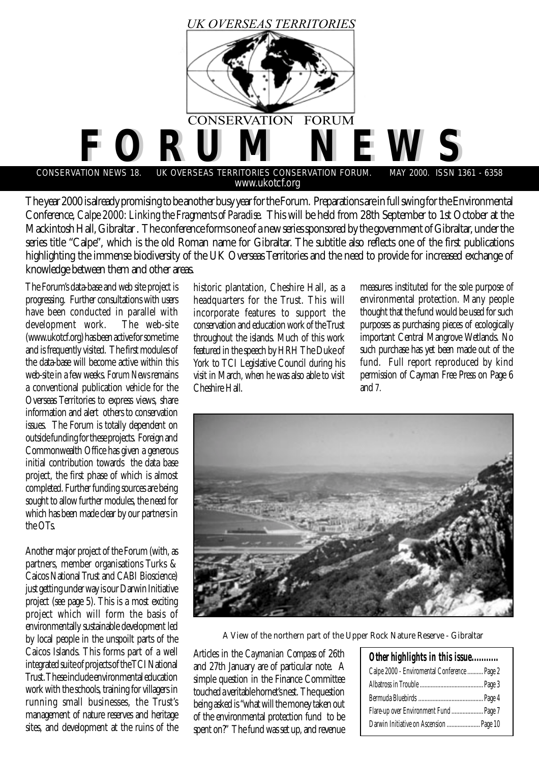*UK OVERSEAS TERRITORIES*

CONSERVATION FORUM

# FORUM NEWS

CONSERVATION NEWS 18. UK OVERSEAS TERRITORIES CONSERVATION FORUM. MAY 2000. ISSN 1361 - 6358

www.ukotcf.org

The year 2000 is already promising to be another busy year for the Forum. Preparations are in full swing for the Environmental Conference, *Calpe 2000: Linking the Fragments of Paradise*. This will be held from 28th September to 1st October at the Mackintosh Hall, Gibraltar. The conference forms one of a new series sponsored by the government of Gibraltar, under the series title "Calpe", which is the old Roman name for Gibraltar. The subtitle also reflects one of the first publications highlighting the immense biodiversity of the UK Overseas Territories and the need to provide for increased exchange of knowledge between them and other areas.

The Forum's data-base and web site project is progressing. Further consultations with users have been conducted in parallel with development work. The web-site (www.ukotcf.org) has been active for some time and is frequently visited. The first modules of the data-base will become active within this web-site in a few weeks. *Forum News* remains a conventional publication vehicle for the Overseas Territories to express views, share information and alert others to conservation issues. The Forum is totally dependent on outside funding for these projects. Foreign and Commonwealth Office has given a generous initial contribution towards the data base project, the first phase of which is almost completed. Further funding sources are being sought to allow further modules, the need for which has been made clear by our partners in the OTs.

Another major project of the Forum (with, as partners, member organisations Turks & Caicos National Trust and CABI Bioscience) just getting under way is our Darwin Initiative project (see page 5). This is a most exciting project which will form the basis of environmentally sustainable development led by local people in the unspoilt parts of the Caicos Islands. This forms part of a well integrated suite of projects of the TCI National Trust. These include environmental education work with the schools, training for villagers in running small businesses, the Trust's management of nature reserves and heritage sites, and development at the ruins of the historic plantation, Cheshire Hall, as a headquarters for the Trust. This will incorporate features to support the conservation and education work of the Trust throughout the islands. Much of this work featured in the speech by HRH The Duke of York to TCI Legislative Council during his visit in March, when he was also able to visit Cheshire Hall.

Articles in the *Caymanian Compass* of 26th and 27th January are of particular note. A simple question in the Finance Committee touched a veritable hornet's nest. The question being asked is "what will the money taken out of the environmental protection fund to be spent on?" The fund was set up, and revenue measures instituted for the sole purpose of environmental protection. Many people thought that the fund would be used for such purposes as purchasing pieces of ecologically important Central Mangrove Wetlands. No such purchase has yet been made out of the fund. Full report reproduced by kind permission of Cayman Free Press on Page 6 and 7.

A View of the northern part of the Upper Rock Nature Reserve - Gibraltar

**Other highlights in this issue..........**

| | |
|---|---|
| Calpe 2000 - Enviromental Conference | Page 2 |
| Albatross in Trouble | Page 3 |
| Bermuda Bluebirds | Page 4 |
| Flare-up over Environment Fund | Page 7 |
| Darwin Initiative on Ascension | Page 10 |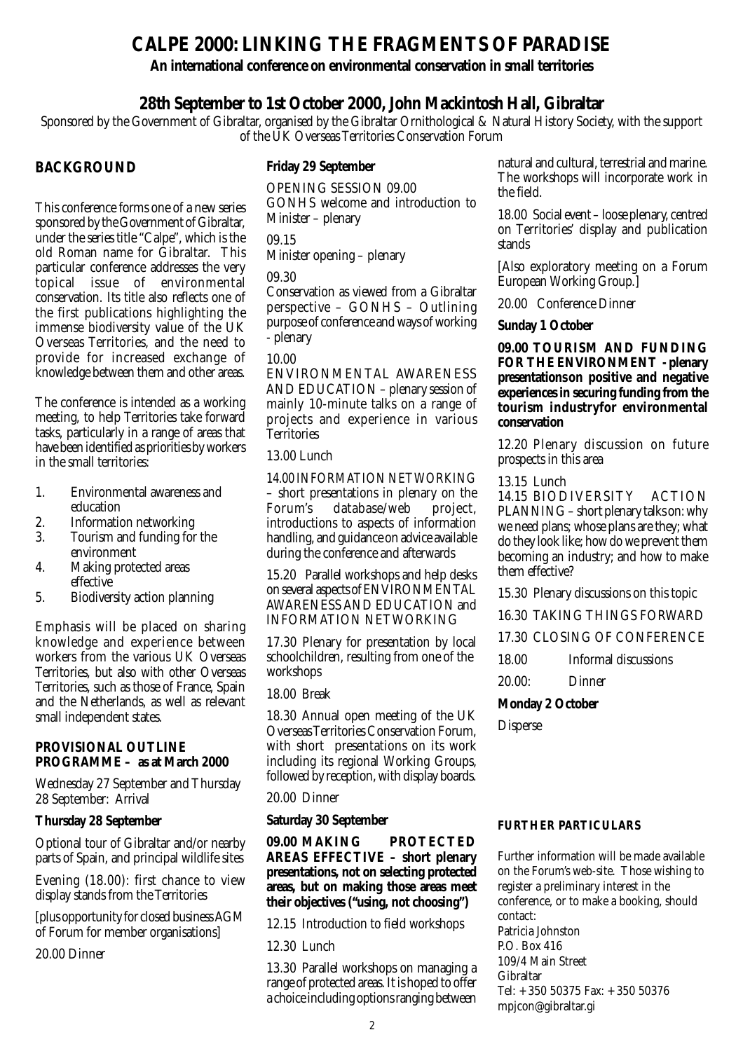# CALPE 2000: LINKING THE FRAGMENTS OF PARADISE

**An international conference on environmental conservation in small territories**

## 28th September to 1st October 2000, John Mackintosh Hall, Gibraltar

Sponsored by the Government of Gibraltar, organised by the Gibraltar Ornithological & Natural History Society, with the support of the UK Overseas Territories Conservation Forum

### BACKGROUND

This conference forms one of a new series sponsored by the Government of Gibraltar, under the series title "Calpe", which is the old Roman name for Gibraltar. This particular conference addresses the very topical issue of environmental conservation. Its title also reflects one of the first publications highlighting the immense biodiversity value of the UK Overseas Territories, and the need to provide for increased exchange of knowledge between them and other areas.

The conference is intended as a working meeting, to help Territories take forward tasks, particularly in a range of areas that have been identified as priorities by workers in the small territories:

1. Environmental awareness and education
2. Information networking
3. Tourism and funding for the environment
4. Making protected areas effective
5. Biodiversity action planning

Emphasis will be placed on sharing knowledge and experience between workers from the various UK Overseas Territories, but also with other Overseas Territories, such as those of France, Spain and the Netherlands, as well as relevant small independent states.

### PROVISIONAL OUTLINE PROGRAMME – as at March 2000

Wednesday 27 September and Thursday 28 September: Arrival

**Thursday 28 September**

Optional tour of Gibraltar and/or nearby parts of Spain, and principal wildlife sites

Evening (18.00): first chance to view display stands from the Territories

[plus opportunity for closed business AGM of Forum for member organisations]

20.00 Dinner

**Friday 29 September**

OPENING SESSION 09.00
GONHS welcome and introduction to Minister – plenary

09.15
Minister opening – plenary

09.30
Conservation as viewed from a Gibraltar perspective – GONHS – Outlining purpose of conference and ways of working - plenary

10.00
ENVIRONMENTAL AWARENESS AND EDUCATION – plenary session of mainly 10-minute talks on a range of projects and experience in various Territories

13.00 Lunch

14.00 INFORMATION NETWORKING – short presentations in plenary on the Forum's database/web project, introductions to aspects of information handling, and guidance on advice available during the conference and afterwards

15.20 Parallel workshops and help desks on several aspects of ENVIRONMENTAL AWARENESS AND EDUCATION and INFORMATION NETWORKING

17.30 Plenary for presentation by local schoolchildren, resulting from one of the workshops

18.00 Break

18.30 Annual open meeting of the UK Overseas Territories Conservation Forum, with short presentations on its work including its regional Working Groups, followed by reception, with display boards.

20.00 Dinner

**Saturday 30 September**

**09.00 MAKING PROTECTED AREAS EFFECTIVE – short plenary presentations, not on selecting protected areas, but on making those areas meet their objectives ("using, not choosing")**

12.15 Introduction to field workshops

12.30 Lunch

13.30 Parallel workshops on managing a range of protected areas. It is hoped to offer a choice including options ranging between natural and cultural, terrestrial and marine. The workshops will incorporate work in the field.

18.00 Social event – loose plenary, centred on Territories' display and publication stands

[Also exploratory meeting on a Forum European Working Group.]

20.00 Conference Dinner

**Sunday 1 October**

**09.00 TOURISM AND FUNDING FOR THE ENVIRONMENT - plenary presentations on positive and negative experiences in securing funding from the tourism industryfor environmental conservation**

12.20 Plenary discussion on future prospects in this area

13.15 Lunch
14.15 BIODIVERSITY ACTION PLANNING – short plenary talks on: why we need plans; whose plans are they; what do they look like; how do we prevent them becoming an industry; and how to make them effective?

15.30 Plenary discussions on this topic

16.30 TAKING THINGS FORWARD

17.30 CLOSING OF CONFERENCE

18.00 Informal discussions

20.00: Dinner

**Monday 2 October**

Disperse

### FURTHER PARTICULARS

Further information will be made available on the Forum's web-site. Those wishing to register a preliminary interest in the conference, or to make a booking, should contact:
Patricia Johnston
P.O. Box 416
109/4 Main Street
Gibraltar
Tel: + 350 50375 Fax: + 350 50376
mpjcon@gibraltar.gi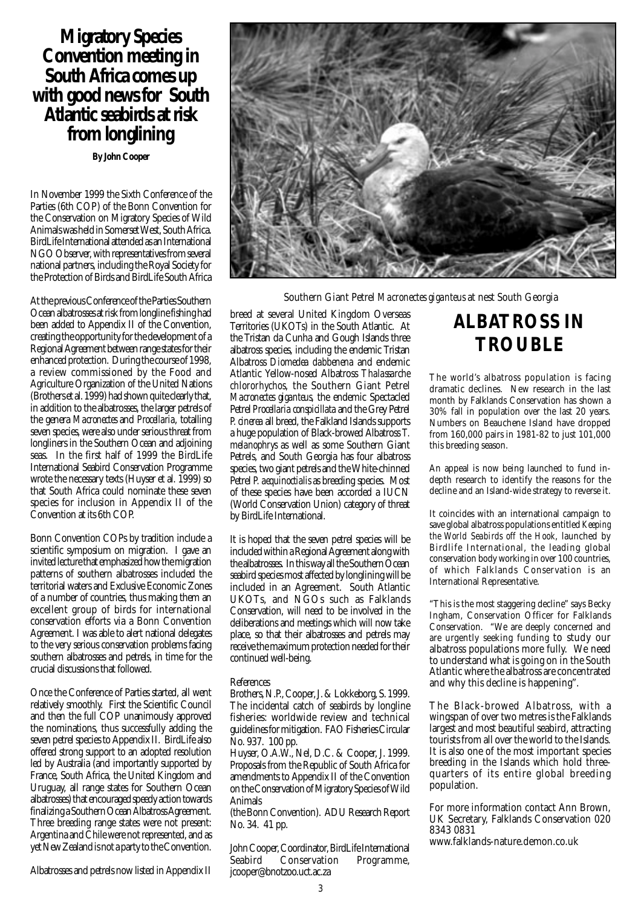# Migratory Species Convention meeting in South Africa comes up with good news for South Atlantic seabirds at risk from longlining

**By John Cooper**

In November 1999 the Sixth Conference of the Parties (6th COP) of the Bonn Convention for the Conservation on Migratory Species of Wild Animals was held in Somerset West, South Africa. BirdLife International attended as an International NGO Observer, with representatives from several national partners, including the Royal Society for the Protection of Birds and BirdLife South Africa

At the previous Conference of the Parties Southern Ocean albatrosses at risk from longline fishing had been added to Appendix II of the Convention, creating the opportunity for the development of a Regional Agreement between range states for their enhanced protection. During the course of 1998, a review commissioned by the Food and Agriculture Organization of the United Nations (Brothers et al. 1999) had shown quite clearly that, in addition to the albatrosses, the larger petrels of the genera *Macronectes* and *Procellaria*, totalling seven species, were also under serious threat from longliners in the Southern Ocean and adjoining seas. In the first half of 1999 the BirdLife International Seabird Conservation Programme wrote the necessary texts (Huyser et al. 1999) so that South Africa could nominate these seven species for inclusion in Appendix II of the Convention at its 6th COP.

Bonn Convention COPs by tradition include a scientific symposium on migration. I gave an invited lecture that emphasized how the migration patterns of southern albatrosses included the territorial waters and Exclusive Economic Zones of a number of countries, thus making them an excellent group of birds for international conservation efforts via a Bonn Convention Agreement. I was able to alert national delegates to the very serious conservation problems facing southern albatrosses and petrels, in time for the crucial discussions that followed.

Once the Conference of Parties started, all went relatively smoothly. First the Scientific Council and then the full COP unanimously approved the nominations, thus successfully adding the seven petrel species to Appendix II. BirdLife also offered strong support to an adopted resolution led by Australia (and importantly supported by France, South Africa, the United Kingdom and Uruguay, all range states for Southern Ocean albatrosses) that encouraged speedy action towards finalizing a Southern Ocean Albatross Agreement. Three breeding range states were not present: Argentina and Chile were not represented, and as yet New Zealand is not a party to the Convention.

Albatrosses and petrels now listed in Appendix II breed at several United Kingdom Overseas Territories (UKOTs) in the South Atlantic. At the Tristan da Cunha and Gough Islands three albatross species, including the endemic Tristan Albatross *Diomedea dabbenena* and endemic Atlantic Yellow-nosed Albatross *Thalassarche chlororhychos*, the Southern Giant Petrel *Macronectes giganteus*, the endemic Spectacled Petrel *Procellaria conspicillata* and the Grey Petrel *P. cinerea* all breed, the Falkland Islands supports a huge population of Black-browed Albatross *T. melanophrys* as well as some Southern Giant Petrels, and South Georgia has four albatross species, two giant petrels and the White-chinned Petrel *P. aequinoctialis* as breeding species. Most of these species have been accorded a IUCN (World Conservation Union) category of threat by BirdLife International.

It is hoped that the seven petrel species will be included within a Regional Agreement along with the albatrosses. In this way all the Southern Ocean seabird species most affected by longlining will be included in an Agreement. South Atlantic UKOTs, and NGOs such as Falklands Conservation, will need to be involved in the deliberations and meetings which will now take place, so that their albatrosses and petrels may receive the maximum protection needed for their continued well-being.

References

Brothers, N.P., Cooper, J. & Lokkeborg, S. 1999. The incidental catch of seabirds by longline fisheries: worldwide review and technical guidelines for mitigation. FAO Fisheries Circular No. 937. 100 pp.

Huyser, O.A.W., Nel, D.C. & Cooper, J. 1999. Proposals from the Republic of South Africa for amendments to Appendix II of the Convention on the Conservation of Migratory Species of Wild Animals (the Bonn Convention). ADU Research Report No. 34. 41 pp.

John Cooper, Coordinator, BirdLife International Seabird Conservation Programme, jcooper@bnotzoo.uct.ac.za

Southern Giant Petrel *Macronectes giganteus* at nest South Georgia

# ALBATROSS IN TROUBLE

The world's albatross population is facing dramatic declines. New research in the last month by Falklands Conservation has shown a 30% fall in population over the last 20 years. Numbers on Beauchene Island have dropped from 160,000 pairs in 1981-82 to just 101,000 this breeding season.

An appeal is now being launched to fund in-depth research to identify the reasons for the decline and an Island-wide strategy to reverse it.

It coincides with an international campaign to save global albatross populations entitled *Keeping the World Seabirds off the Hook*, launched by Birdlife International, the leading global conservation body working in over 100 countries, of which Falklands Conservation is an International Representative.

"This is the most staggering decline" says Becky Ingham, Conservation Officer for Falklands Conservation. "We are deeply concerned and are urgently seeking funding to study our albatross populations more fully. We need to understand what is going on in the South Atlantic where the albatross are concentrated and why this decline is happening".

The Black-browed Albatross, with a wingspan of over two metres is the Falklands largest and most beautiful seabird, attracting tourists from all over the world to the Islands. It is also one of the most important species breeding in the Islands which hold three-quarters of its entire global breeding population.

For more information contact Ann Brown, UK Secretary, Falklands Conservation 020 8343 0831
www.falklands-nature.demon.co.uk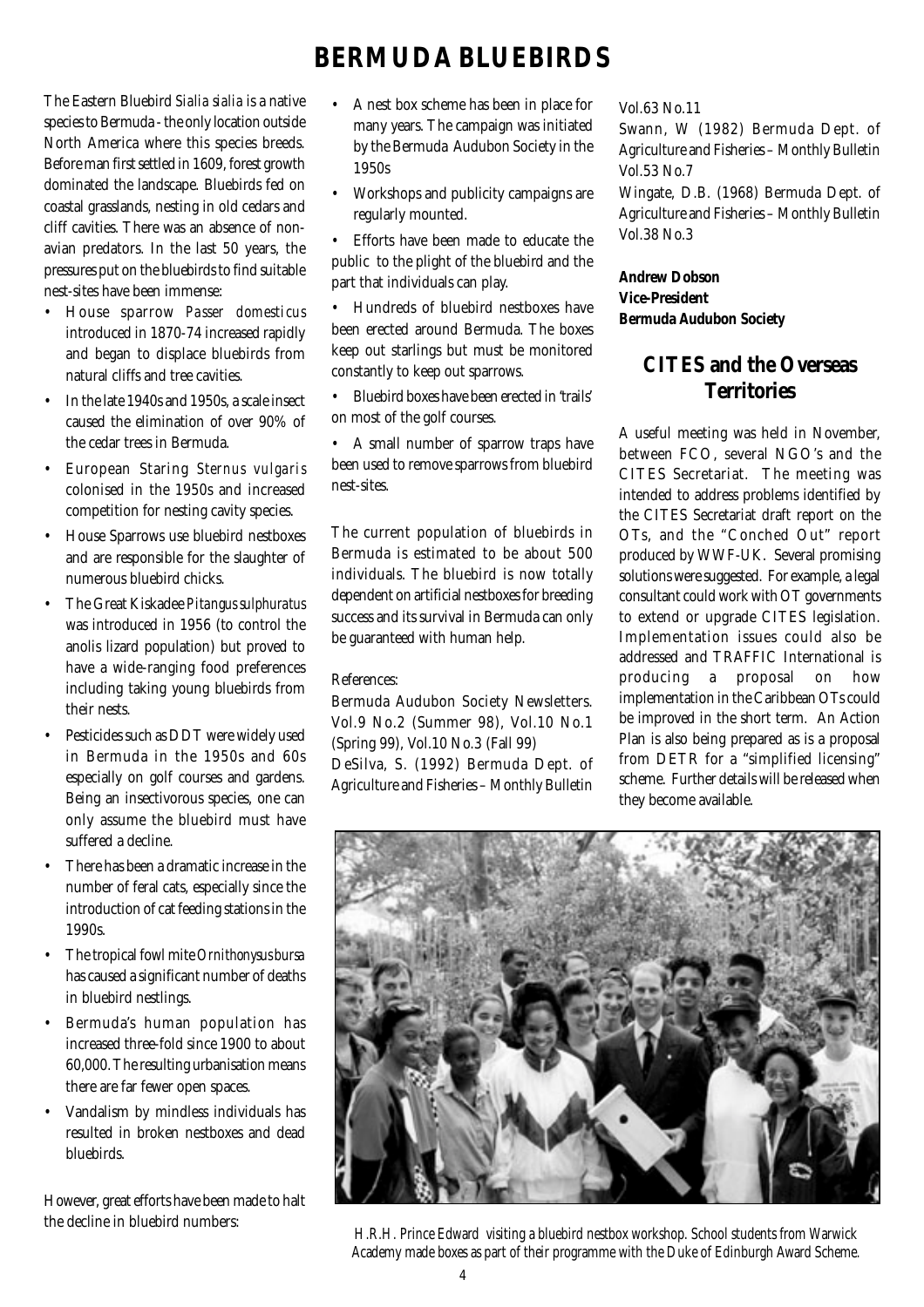# BERMUDA BLUEBIRDS

The Eastern Bluebird *Sialia sialia* is a native species to Bermuda - the only location outside North America where this species breeds. Before man first settled in 1609, forest growth dominated the landscape. Bluebirds fed on coastal grasslands, nesting in old cedars and cliff cavities. There was an absence of non-avian predators. In the last 50 years, the pressures put on the bluebirds to find suitable nest-sites have been immense:

- House sparrow *Passer domesticus* introduced in 1870-74 increased rapidly and began to displace bluebirds from natural cliffs and tree cavities.
- In the late 1940s and 1950s, a scale insect caused the elimination of over 90% of the cedar trees in Bermuda.
- European Staring *Sternus vulgaris* colonised in the 1950s and increased competition for nesting cavity species.
- House Sparrows use bluebird nestboxes and are responsible for the slaughter of numerous bluebird chicks.
- The Great Kiskadee *Pitangus sulphuratus* was introduced in 1956 (to control the anolis lizard population) but proved to have a wide-ranging food preferences including taking young bluebirds from their nests.
- Pesticides such as DDT were widely used in Bermuda in the 1950s and 60s especially on golf courses and gardens. Being an insectivorous species, one can only assume the bluebird must have suffered a decline.
- There has been a dramatic increase in the number of feral cats, especially since the introduction of cat feeding stations in the 1990s.
- The tropical fowl mite *Ornithonysus bursa* has caused a significant number of deaths in bluebird nestlings.
- Bermuda's human population has increased three-fold since 1900 to about 60,000. The resulting urbanisation means there are far fewer open spaces.
- Vandalism by mindless individuals has resulted in broken nestboxes and dead bluebirds.

However, great efforts have been made to halt the decline in bluebird numbers:

- A nest box scheme has been in place for many years. The campaign was initiated by the Bermuda Audubon Society in the 1950s
- Workshops and publicity campaigns are regularly mounted.
- Efforts have been made to educate the public to the plight of the bluebird and the part that individuals can play.
- Hundreds of bluebird nestboxes have been erected around Bermuda. The boxes keep out starlings but must be monitored constantly to keep out sparrows.
- Bluebird boxes have been erected in 'trails' on most of the golf courses.
- A small number of sparrow traps have been used to remove sparrows from bluebird nest-sites.

The current population of bluebirds in Bermuda is estimated to be about 500 individuals. The bluebird is now totally dependent on artificial nestboxes for breeding success and its survival in Bermuda can only be guaranteed with human help.

References:

Bermuda Audubon Society Newsletters. Vol.9 No.2 (Summer 98), Vol.10 No.1 (Spring 99), Vol.10 No.3 (Fall 99)

DeSilva, S. (1992) Bermuda Dept. of Agriculture and Fisheries – Monthly Bulletin Vol.63 No.11

Swann, W (1982) Bermuda Dept. of Agriculture and Fisheries – Monthly Bulletin Vol.53 No.7

Wingate, D.B. (1968) Bermuda Dept. of Agriculture and Fisheries – Monthly Bulletin Vol.38 No.3

**Andrew Dobson**
**Vice-President**
**Bermuda Audubon Society**

## CITES and the Overseas Territories

A useful meeting was held in November, between FCO, several NGO's and the CITES Secretariat. The meeting was intended to address problems identified by the CITES Secretariat draft report on the OTs, and the "Conched Out" report produced by WWF-UK. Several promising solutions were suggested. For example, a legal consultant could work with OT governments to extend or upgrade CITES legislation. Implementation issues could also be addressed and TRAFFIC International is producing a proposal on how implementation in the Caribbean OTs could be improved in the short term. An Action Plan is also being prepared as is a proposal from DETR for a "simplified licensing" scheme. Further details will be released when they become available.

*H.R.H. Prince Edward visiting a bluebird nestbox workshop. School students from Warwick Academy made boxes as part of their programme with the Duke of Edinburgh Award Scheme.*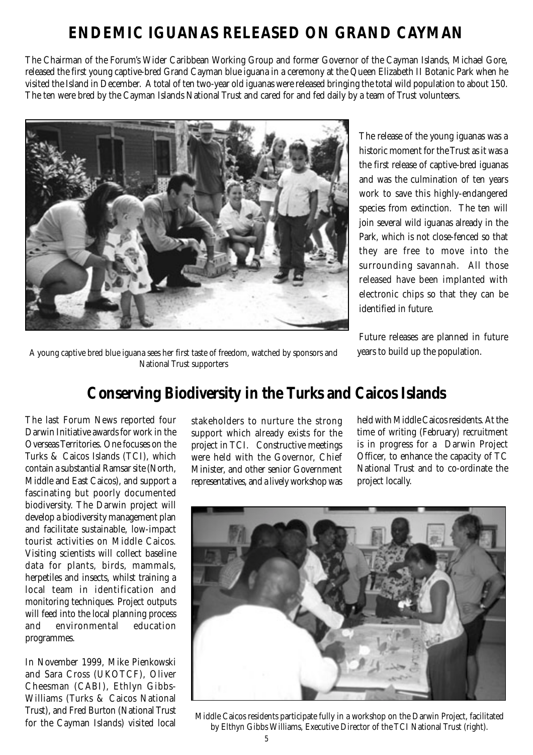# ENDEMIC IGUANAS RELEASED ON GRAND CAYMAN

The Chairman of the Forum's Wider Caribbean Working Group and former Governor of the Cayman Islands, Michael Gore, released the first young captive-bred Grand Cayman blue iguana in a ceremony at the Queen Elizabeth II Botanic Park when he visited the Island in December. A total of ten two-year old iguanas were released bringing the total wild population to about 150. The ten were bred by the Cayman Islands National Trust and cared for and fed daily by a team of Trust volunteers.

A young captive bred blue iguana sees her first taste of freedom, watched by sponsors and National Trust supporters

The release of the young iguanas was a historic moment for the Trust as it was a the first release of captive-bred iguanas and was the culmination of ten years work to save this highly-endangered species from extinction. The ten will join several wild iguanas already in the Park, which is not close-fenced so that they are free to move into the surrounding savannah. All those released have been implanted with electronic chips so that they can be identified in future.

Future releases are planned in future years to build up the population.

# Conserving Biodiversity in the Turks and Caicos Islands

The last Forum News reported four Darwin Initiative awards for work in the Overseas Territories. One focuses on the Turks & Caicos Islands (TCI), which contain a substantial Ramsar site (North, Middle and East Caicos), and support a fascinating but poorly documented biodiversity. The Darwin project will develop a biodiversity management plan and facilitate sustainable, low-impact tourist activities on Middle Caicos. Visiting scientists will collect baseline data for plants, birds, mammals, herpetiles and insects, whilst training a local team in identification and monitoring techniques. Project outputs will feed into the local planning process and environmental education programmes.

In November 1999, Mike Pienkowski and Sara Cross (UKOTCF), Oliver Cheesman (CABI), Ethlyn Gibbs-Williams (Turks & Caicos National Trust), and Fred Burton (National Trust for the Cayman Islands) visited local stakeholders to nurture the strong support which already exists for the project in TCI. Constructive meetings were held with the Governor, Chief Minister, and other senior Government representatives, and a lively workshop was held with Middle Caicos residents. At the time of writing (February) recruitment is in progress for a Darwin Project Officer, to enhance the capacity of TC National Trust and to co-ordinate the project locally.

Middle Caicos residents participate fully in a workshop on the Darwin Project, facilitated by Elthyn Gibbs Williams, Executive Director of the TCI National Trust (right).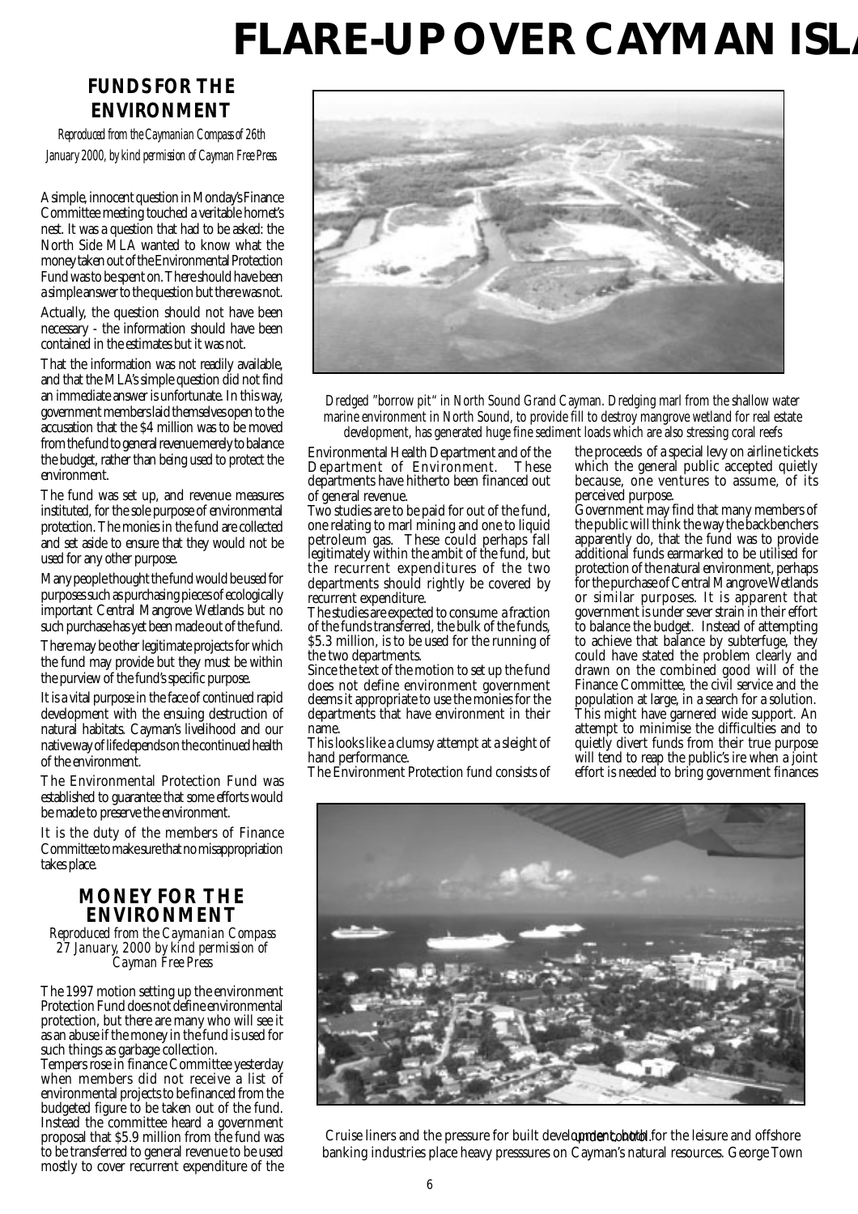# FLARE-UP OVER CAYMAN ISLA

## FUNDS FOR THE ENVIRONMENT

*Reproduced from the Caymanian Compass of 26th January 2000, by kind permission of Cayman Free Press.*

A simple, innocent question in Monday's Finance Committee meeting touched a veritable hornet's nest. It was a question that had to be asked: the North Side MLA wanted to know what the money taken out of the Environmental Protection Fund was to be spent on. There should have been a simple answer to the question but there was not.

Actually, the question should not have been necessary - the information should have been contained in the estimates but it was not.

That the information was not readily available, and that the MLA's simple question did not find an immediate answer is unfortunate. In this way, government members laid themselves open to the accusation that the $4 million was to be moved from the fund to general revenue merely to balance the budget, rather than being used to protect the environment.

The fund was set up, and revenue measures instituted, for the sole purpose of environmental protection. The monies in the fund are collected and set aside to ensure that they would not be used for any other purpose.

Many people thought the fund would be used for purposes such as purchasing pieces of ecologically important Central Mangrove Wetlands but no such purchase has yet been made out of the fund.

There may be other legitimate projects for which the fund may provide but they must be within the purview of the fund's specific purpose.

It is a vital purpose in the face of continued rapid development with the ensuing destruction of natural habitats. Cayman's livelihood and our native way of life depends on the continued health of the environment.

The Environmental Protection Fund was established to guarantee that some efforts would be made to preserve the environment.

It is the duty of the members of Finance Committee to make sure that no misappropriation takes place.

## MONEY FOR THE ENVIRONMENT

*Reproduced from the Caymanian Compass 27 January, 2000 by kind permission of Cayman Free Press*

The 1997 motion setting up the environment Protection Fund does not define environmental protection, but there are many who will see it as an abuse if the money in the fund is used for such things as garbage collection.

Tempers rose in finance Committee yesterday when members did not receive a list of environmental projects to be financed from the budgeted figure to be taken out of the fund. Instead the committee heard a government proposal that $5.9 million from the fund was to be transferred to general revenue to be used mostly to cover recurrent expenditure of the Environmental Health Department and of the Department of Environment. These departments have hitherto been financed out of general revenue.

Two studies are to be paid for out of the fund, one relating to marl mining and one to liquid petroleum gas. These could perhaps fall legitimately within the ambit of the fund, but the recurrent expenditures of the two departments should rightly be covered by recurrent expenditure.

The studies are expected to consume a fraction of the funds transferred, the bulk of the funds, $5.3 million, is to be used for the running of the two departments.

Since the text of the motion to set up the fund does not define environment government deems it appropriate to use the monies for the departments that have environment in their name.

This looks like a clumsy attempt at a sleight of hand performance.

The Environment Protection fund consists of the proceeds of a special levy on airline tickets which the general public accepted quietly because, one ventures to assume, of its perceived purpose.

Government may find that many members of the public will think the way the backbenchers apparently do, that the fund was to provide additional funds earmarked to be utilised for protection of the natural environment, perhaps for the purchase of Central Mangrove Wetlands or similar purposes. It is apparent that government is under sever strain in their effort to balance the budget. Instead of attempting to achieve that balance by subterfuge, they could have stated the problem clearly and drawn on the combined good will of the Finance Committee, the civil service and the population at large, in a search for a solution. This might have garnered wide support. An attempt to minimise the difficulties and to quietly divert funds from their true purpose will tend to reap the public's ire when a joint effort is needed to bring government finances under control.

*Dredged "borrow pit" in North Sound Grand Cayman. Dredging marl from the shallow water marine environment in North Sound, to provide fill to destroy mangrove wetland for real estate development, has generated huge fine sediment loads which are also stressing coral reefs*

Cruise liners and the pressure for built development, both for the leisure and offshore banking industries place heavy presssures on Cayman's natural resources. George Town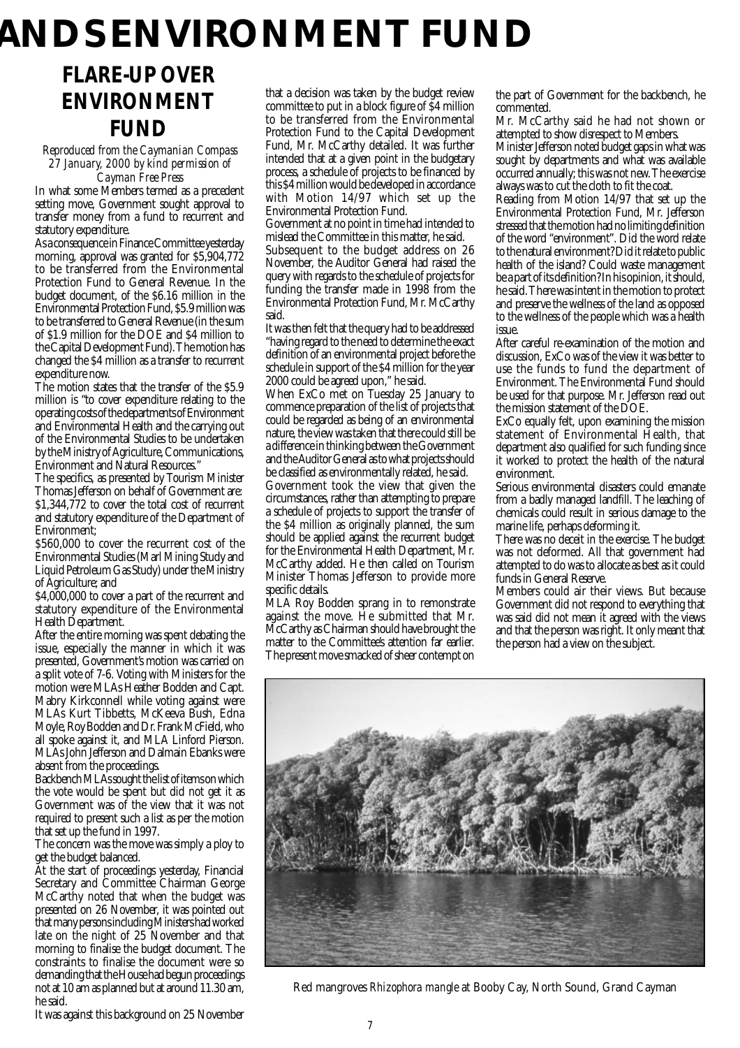# ANDS ENVIRONMENT FUND

## FLARE-UP OVER ENVIRONMENT FUND

*Reproduced from the Caymanian Compass 27 January, 2000 by kind permission of Cayman Free Press*

In what some Members termed as a precedent setting move, Government sought approval to transfer money from a fund to recurrent and statutory expenditure.

As a consequence in Finance Committee yesterday morning, approval was granted for $5,904,772 to be transferred from the Environmental Protection Fund to General Revenue. In the budget document, of the $6.16 million in the Environmental Protection Fund, $5.9 million was to be transferred to General Revenue (in the sum of $1.9 million for the DOE and $4 million to the Capital Development Fund). The motion has changed the $4 million as a transfer to recurrent expenditure now.

The motion states that the transfer of the $5.9 million is "to cover expenditure relating to the operating costs of the departments of Environment and Environmental Health and the carrying out of the Environmental Studies to be undertaken by the Ministry of Agriculture, Communications, Environment and Natural Resources."

The specifics, as presented by Tourism Minister Thomas Jefferson on behalf of Government are:

$1,344,772 to cover the total cost of recurrent and statutory expenditure of the Department of Environment;

$560,000 to cover the recurrent cost of the Environmental Studies (Marl Mining Study and Liquid Petroleum Gas Study) under the Ministry of Agriculture; and

$4,000,000 to cover a part of the recurrent and statutory expenditure of the Environmental Health Department.

After the entire morning was spent debating the issue, especially the manner in which it was presented, Government's motion was carried on a split vote of 7-6. Voting with Ministers for the motion were MLAs Heather Bodden and Capt. Mabry Kirkconnell while voting against were MLAs Kurt Tibbetts, McKeeva Bush, Edna Moyle, Roy Bodden and Dr. Frank McField, who all spoke against it, and MLA Linford Pierson. MLAs John Jefferson and Dalmain Ebanks were absent from the proceedings.

Backbench MLAs sought the list of items on which the vote would be spent but did not get it as Government was of the view that it was not required to present such a list as per the motion that set up the fund in 1997.

The concern was the move was simply a ploy to get the budget balanced.

At the start of proceedings yesterday, Financial Secretary and Committee Chairman George McCarthy noted that when the budget was presented on 26 November, it was pointed out that many persons including Ministers had worked late on the night of 25 November and that morning to finalise the budget document. The constraints to finalise the document were so demanding that the House had begun proceedings not at 10 am as planned but at around 11.30 am, he said.

It was against this background on 25 November that a decision was taken by the budget review committee to put in a block figure of $4 million to be transferred from the Environmental Protection Fund to the Capital Development Fund, Mr. McCarthy detailed. It was further intended that at a given point in the budgetary process, a schedule of projects to be financed by this $4 million would be developed in accordance with Motion 14/97 which set up the Environmental Protection Fund.

Government at no point in time had intended to mislead the Committee in this matter, he said.

Subsequent to the budget address on 26 November, the Auditor General had raised the query with regards to the schedule of projects for funding the transfer made in 1998 from the Environmental Protection Fund, Mr. McCarthy said.

It was then felt that the query had to be addressed "having regard to the need to determine the exact definition of an environmental project before the schedule in support of the $4 million for the year 2000 could be agreed upon," he said.

When ExCo met on Tuesday 25 January to commence preparation of the list of projects that could be regarded as being of an environmental nature, the view was taken that there could still be a difference in thinking between the Government and the Auditor General as to what projects should be classified as environmentally related, he said.

Government took the view that given the circumstances, rather than attempting to prepare a schedule of projects to support the transfer of the $4 million as originally planned, the sum should be applied against the recurrent budget for the Environmental Health Department, Mr. McCarthy added. He then called on Tourism Minister Thomas Jefferson to provide more specific details.

MLA Roy Bodden sprang in to remonstrate against the move. He submitted that Mr. McCarthy as Chairman should have brought the matter to the Committee's attention far earlier. The present move smacked of sheer contempt on the part of Government for the backbench, he commented.

Mr. McCarthy said he had not shown or attempted to show disrespect to Members.

Minister Jefferson noted budget gaps in what was sought by departments and what was available occurred annually; this was not new. The exercise always was to cut the cloth to fit the coat.

Reading from Motion 14/97 that set up the Environmental Protection Fund, Mr. Jefferson stressed that the motion had no limiting definition of the word "environment". Did the word relate to the natural environment? Did it relate to public health of the island? Could waste management be a part of its definition? In his opinion, it should, he said. There was intent in the motion to protect and preserve the wellness of the land as opposed to the wellness of the people which was a health issue.

After careful re-examination of the motion and discussion, ExCo was of the view it was better to use the funds to fund the department of Environment. The Environmental Fund should be used for that purpose. Mr. Jefferson read out the mission statement of the DOE.

ExCo equally felt, upon examining the mission statement of Environmental Health, that department also qualified for such funding since it worked to protect the health of the natural environment.

Serious environmental disasters could emanate from a badly managed landfill. The leaching of chemicals could result in serious damage to the marine life, perhaps deforming it.

There was no deceit in the exercise. The budget was not deformed. All that government had attempted to do was to allocate as best as it could funds in General Reserve.

Members could air their views. But because Government did not respond to everything that was said did not mean it agreed with the views and that the person was right. It only meant that the person had a view on the subject.

Red mangroves *Rhizophora mangle* at Booby Cay, North Sound, Grand Cayman